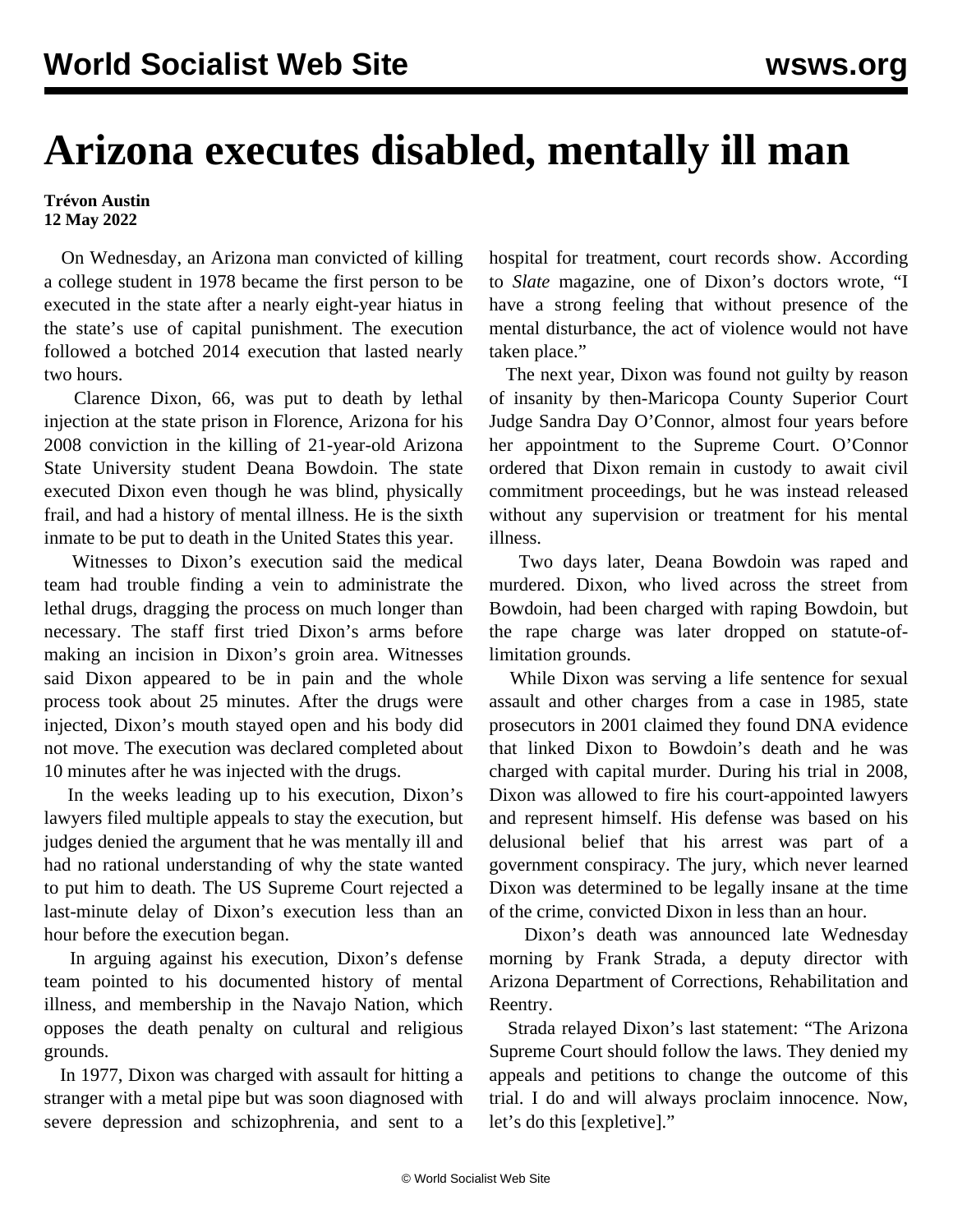# Arizona executes disabled, mentally ill man

**Trévon Austin**
**12 May 2022**

On Wednesday, an Arizona man convicted of killing a college student in 1978 became the first person to be executed in the state after a nearly eight-year hiatus in the state's use of capital punishment. The execution followed a botched 2014 execution that lasted nearly two hours.

Clarence Dixon, 66, was put to death by lethal injection at the state prison in Florence, Arizona for his 2008 conviction in the killing of 21-year-old Arizona State University student Deana Bowdoin. The state executed Dixon even though he was blind, physically frail, and had a history of mental illness. He is the sixth inmate to be put to death in the United States this year.

Witnesses to Dixon's execution said the medical team had trouble finding a vein to administrate the lethal drugs, dragging the process on much longer than necessary. The staff first tried Dixon's arms before making an incision in Dixon's groin area. Witnesses said Dixon appeared to be in pain and the whole process took about 25 minutes. After the drugs were injected, Dixon's mouth stayed open and his body did not move. The execution was declared completed about 10 minutes after he was injected with the drugs.

In the weeks leading up to his execution, Dixon's lawyers filed multiple appeals to stay the execution, but judges denied the argument that he was mentally ill and had no rational understanding of why the state wanted to put him to death. The US Supreme Court rejected a last-minute delay of Dixon's execution less than an hour before the execution began.

In arguing against his execution, Dixon's defense team pointed to his documented history of mental illness, and membership in the Navajo Nation, which opposes the death penalty on cultural and religious grounds.

In 1977, Dixon was charged with assault for hitting a stranger with a metal pipe but was soon diagnosed with severe depression and schizophrenia, and sent to a hospital for treatment, court records show. According to *Slate* magazine, one of Dixon's doctors wrote, "I have a strong feeling that without presence of the mental disturbance, the act of violence would not have taken place."

The next year, Dixon was found not guilty by reason of insanity by then-Maricopa County Superior Court Judge Sandra Day O'Connor, almost four years before her appointment to the Supreme Court. O'Connor ordered that Dixon remain in custody to await civil commitment proceedings, but he was instead released without any supervision or treatment for his mental illness.

Two days later, Deana Bowdoin was raped and murdered. Dixon, who lived across the street from Bowdoin, had been charged with raping Bowdoin, but the rape charge was later dropped on statute-of-limitation grounds.

While Dixon was serving a life sentence for sexual assault and other charges from a case in 1985, state prosecutors in 2001 claimed they found DNA evidence that linked Dixon to Bowdoin's death and he was charged with capital murder. During his trial in 2008, Dixon was allowed to fire his court-appointed lawyers and represent himself. His defense was based on his delusional belief that his arrest was part of a government conspiracy. The jury, which never learned Dixon was determined to be legally insane at the time of the crime, convicted Dixon in less than an hour.

Dixon's death was announced late Wednesday morning by Frank Strada, a deputy director with Arizona Department of Corrections, Rehabilitation and Reentry.

Strada relayed Dixon's last statement: "The Arizona Supreme Court should follow the laws. They denied my appeals and petitions to change the outcome of this trial. I do and will always proclaim innocence. Now, let's do this [expletive]."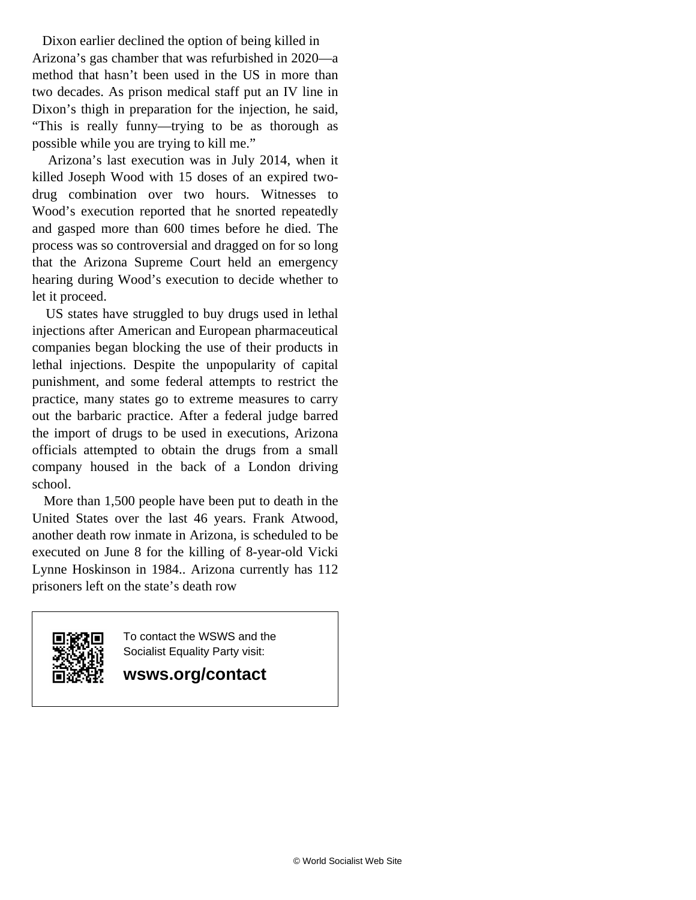Dixon earlier declined the option of being killed in Arizona's gas chamber that was refurbished in 2020—a method that hasn't been used in the US in more than two decades. As prison medical staff put an IV line in Dixon's thigh in preparation for the injection, he said, "This is really funny—trying to be as thorough as possible while you are trying to kill me."

Arizona's last execution was in July 2014, when it killed Joseph Wood with 15 doses of an expired two-drug combination over two hours. Witnesses to Wood's execution reported that he snorted repeatedly and gasped more than 600 times before he died. The process was so controversial and dragged on for so long that the Arizona Supreme Court held an emergency hearing during Wood's execution to decide whether to let it proceed.

US states have struggled to buy drugs used in lethal injections after American and European pharmaceutical companies began blocking the use of their products in lethal injections. Despite the unpopularity of capital punishment, and some federal attempts to restrict the practice, many states go to extreme measures to carry out the barbaric practice. After a federal judge barred the import of drugs to be used in executions, Arizona officials attempted to obtain the drugs from a small company housed in the back of a London driving school.

More than 1,500 people have been put to death in the United States over the last 46 years. Frank Atwood, another death row inmate in Arizona, is scheduled to be executed on June 8 for the killing of 8-year-old Vicki Lynne Hoskinson in 1984.. Arizona currently has 112 prisoners left on the state's death row

To contact the WSWS and the Socialist Equality Party visit:

**wsws.org/contact**